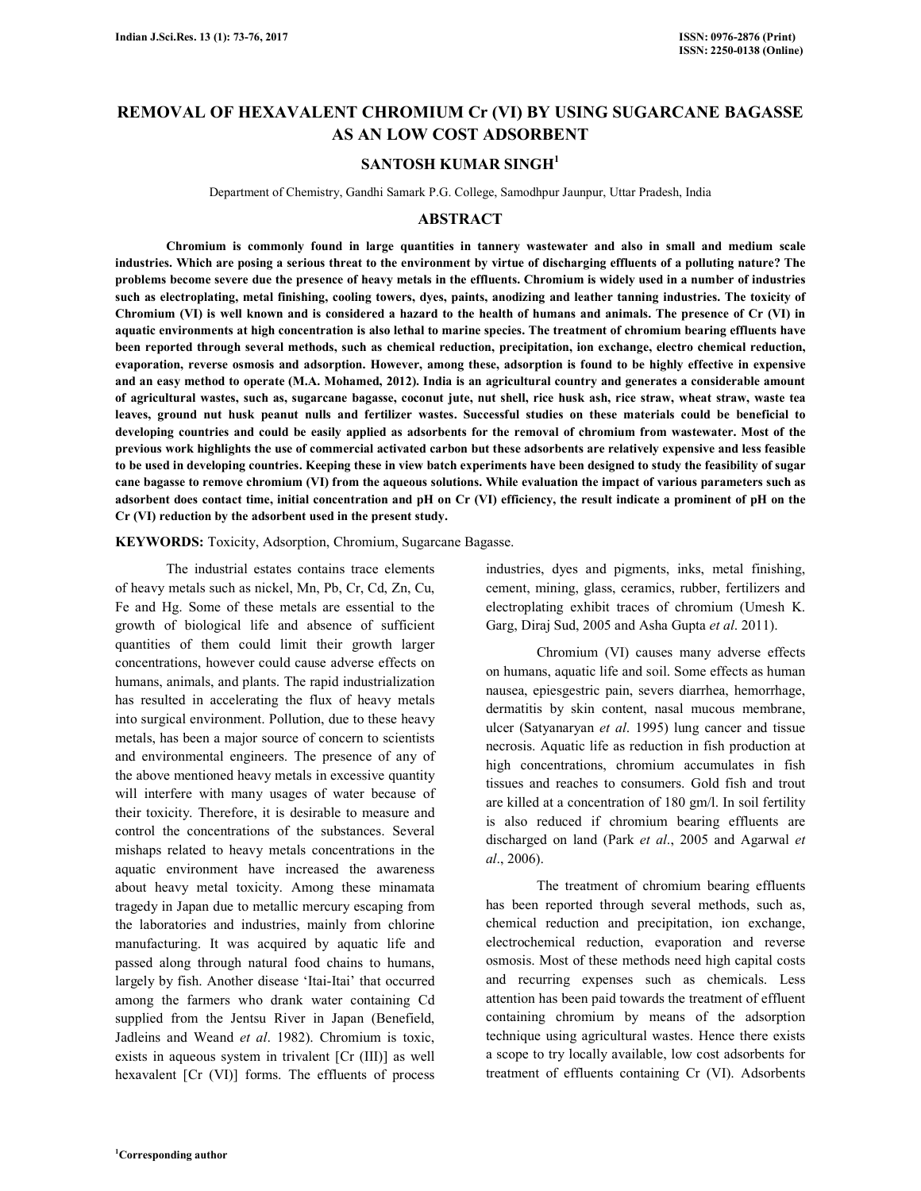# REMOVAL OF HEXAVALENT CHROMIUM Cr (VI) BY USING SUGARCANE BAGASSE AS AN LOW COST ADSORBENT

## SANTOSH KUMAR SINGH[1]

Department of Chemistry, Gandhi Samark P.G. College, Samodhpur Jaunpur, Uttar Pradesh, India

## ABSTRACT

**Chromium is commonly found in large quantities in tannery wastewater and also in small and medium scale industries. Which are posing a serious threat to the environment by virtue of discharging effluents of a polluting nature? The problems become severe due the presence of heavy metals in the effluents. Chromium is widely used in a number of industries such as electroplating, metal finishing, cooling towers, dyes, paints, anodizing and leather tanning industries. The toxicity of Chromium (VI) is well known and is considered a hazard to the health of humans and animals. The presence of Cr (VI) in aquatic environments at high concentration is also lethal to marine species. The treatment of chromium bearing effluents have been reported through several methods, such as chemical reduction, precipitation, ion exchange, electro chemical reduction, evaporation, reverse osmosis and adsorption. However, among these, adsorption is found to be highly effective in expensive and an easy method to operate (M.A. Mohamed, 2012). India is an agricultural country and generates a considerable amount of agricultural wastes, such as, sugarcane bagasse, coconut jute, nut shell, rice husk ash, rice straw, wheat straw, waste tea leaves, ground nut husk peanut nulls and fertilizer wastes. Successful studies on these materials could be beneficial to developing countries and could be easily applied as adsorbents for the removal of chromium from wastewater. Most of the previous work highlights the use of commercial activated carbon but these adsorbents are relatively expensive and less feasible to be used in developing countries. Keeping these in view batch experiments have been designed to study the feasibility of sugar cane bagasse to remove chromium (VI) from the aqueous solutions. While evaluation the impact of various parameters such as adsorbent does contact time, initial concentration and pH on Cr (VI) efficiency, the result indicate a prominent of pH on the Cr (VI) reduction by the adsorbent used in the present study.**

**KEYWORDS:** Toxicity, Adsorption, Chromium, Sugarcane Bagasse.

The industrial estates contains trace elements of heavy metals such as nickel, Mn, Pb, Cr, Cd, Zn, Cu, Fe and Hg. Some of these metals are essential to the growth of biological life and absence of sufficient quantities of them could limit their growth larger concentrations, however could cause adverse effects on humans, animals, and plants. The rapid industrialization has resulted in accelerating the flux of heavy metals into surgical environment. Pollution, due to these heavy metals, has been a major source of concern to scientists and environmental engineers. The presence of any of the above mentioned heavy metals in excessive quantity will interfere with many usages of water because of their toxicity. Therefore, it is desirable to measure and control the concentrations of the substances. Several mishaps related to heavy metals concentrations in the aquatic environment have increased the awareness about heavy metal toxicity. Among these minamata tragedy in Japan due to metallic mercury escaping from the laboratories and industries, mainly from chlorine manufacturing. It was acquired by aquatic life and passed along through natural food chains to humans, largely by fish. Another disease 'Itai-Itai' that occurred among the farmers who drank water containing Cd supplied from the Jentsu River in Japan (Benefield, Jadleins and Weand *et al*. 1982). Chromium is toxic, exists in aqueous system in trivalent [Cr (III)] as well hexavalent [Cr (VI)] forms. The effluents of process industries, dyes and pigments, inks, metal finishing, cement, mining, glass, ceramics, rubber, fertilizers and electroplating exhibit traces of chromium (Umesh K. Garg, Diraj Sud, 2005 and Asha Gupta *et al*. 2011).

Chromium (VI) causes many adverse effects on humans, aquatic life and soil. Some effects as human nausea, epiesgestric pain, severs diarrhea, hemorrhage, dermatitis by skin content, nasal mucous membrane, ulcer (Satyanaryan *et al*. 1995) lung cancer and tissue necrosis. Aquatic life as reduction in fish production at high concentrations, chromium accumulates in fish tissues and reaches to consumers. Gold fish and trout are killed at a concentration of 180 gm/l. In soil fertility is also reduced if chromium bearing effluents are discharged on land (Park *et al*., 2005 and Agarwal *et al*., 2006).

The treatment of chromium bearing effluents has been reported through several methods, such as, chemical reduction and precipitation, ion exchange, electrochemical reduction, evaporation and reverse osmosis. Most of these methods need high capital costs and recurring expenses such as chemicals. Less attention has been paid towards the treatment of effluent containing chromium by means of the adsorption technique using agricultural wastes. Hence there exists a scope to try locally available, low cost adsorbents for treatment of effluents containing Cr (VI). Adsorbents

[1]Corresponding author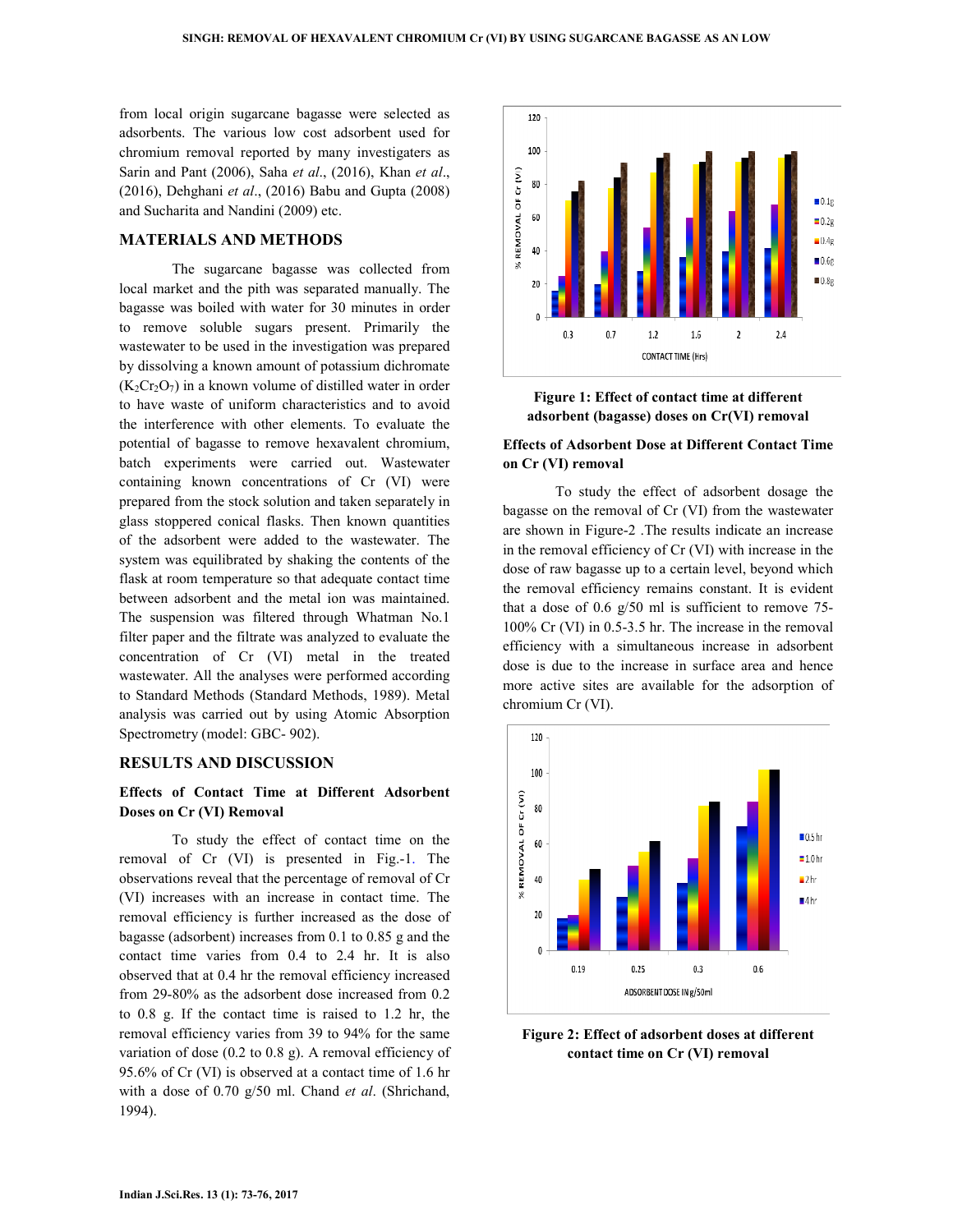from local origin sugarcane bagasse were selected as adsorbents. The various low cost adsorbent used for chromium removal reported by many investigaters as Sarin and Pant (2006), Saha *et al*., (2016), Khan *et al*., (2016), Dehghani *et al*., (2016) Babu and Gupta (2008) and Sucharita and Nandini (2009) etc.

## MATERIALS AND METHODS

The sugarcane bagasse was collected from local market and the pith was separated manually. The bagasse was boiled with water for 30 minutes in order to remove soluble sugars present. Primarily the wastewater to be used in the investigation was prepared by dissolving a known amount of potassium dichromate ($K_2Cr_2O_7$) in a known volume of distilled water in order to have waste of uniform characteristics and to avoid the interference with other elements. To evaluate the potential of bagasse to remove hexavalent chromium, batch experiments were carried out. Wastewater containing known concentrations of Cr (VI) were prepared from the stock solution and taken separately in glass stoppered conical flasks. Then known quantities of the adsorbent were added to the wastewater. The system was equilibrated by shaking the contents of the flask at room temperature so that adequate contact time between adsorbent and the metal ion was maintained. The suspension was filtered through Whatman No.1 filter paper and the filtrate was analyzed to evaluate the concentration of Cr (VI) metal in the treated wastewater. All the analyses were performed according to Standard Methods (Standard Methods, 1989). Metal analysis was carried out by using Atomic Absorption Spectrometry (model: GBC- 902).

## RESULTS AND DISCUSSION

### Effects of Contact Time at Different Adsorbent Doses on Cr (VI) Removal

To study the effect of contact time on the removal of Cr (VI) is presented in Fig.-1. The observations reveal that the percentage of removal of Cr (VI) increases with an increase in contact time. The removal efficiency is further increased as the dose of bagasse (adsorbent) increases from 0.1 to 0.85 g and the contact time varies from 0.4 to 2.4 hr. It is also observed that at 0.4 hr the removal efficiency increased from 29-80% as the adsorbent dose increased from 0.2 to 0.8 g. If the contact time is raised to 1.2 hr, the removal efficiency varies from 39 to 94% for the same variation of dose (0.2 to 0.8 g). A removal efficiency of 95.6% of Cr (VI) is observed at a contact time of 1.6 hr with a dose of 0.70 g/50 ml. Chand *et al*. (Shrichand, 1994).

**Figure 1: Effect of contact time at different adsorbent (bagasse) doses on Cr(VI) removal**

### Effects of Adsorbent Dose at Different Contact Time on Cr (VI) removal

To study the effect of adsorbent dosage the bagasse on the removal of Cr (VI) from the wastewater are shown in Figure-2 .The results indicate an increase in the removal efficiency of Cr (VI) with increase in the dose of raw bagasse up to a certain level, beyond which the removal efficiency remains constant. It is evident that a dose of 0.6 g/50 ml is sufficient to remove 75-100% Cr (VI) in 0.5-3.5 hr. The increase in the removal efficiency with a simultaneous increase in adsorbent dose is due to the increase in surface area and hence more active sites are available for the adsorption of chromium Cr (VI).

**Figure 2: Effect of adsorbent doses at different contact time on Cr (VI) removal**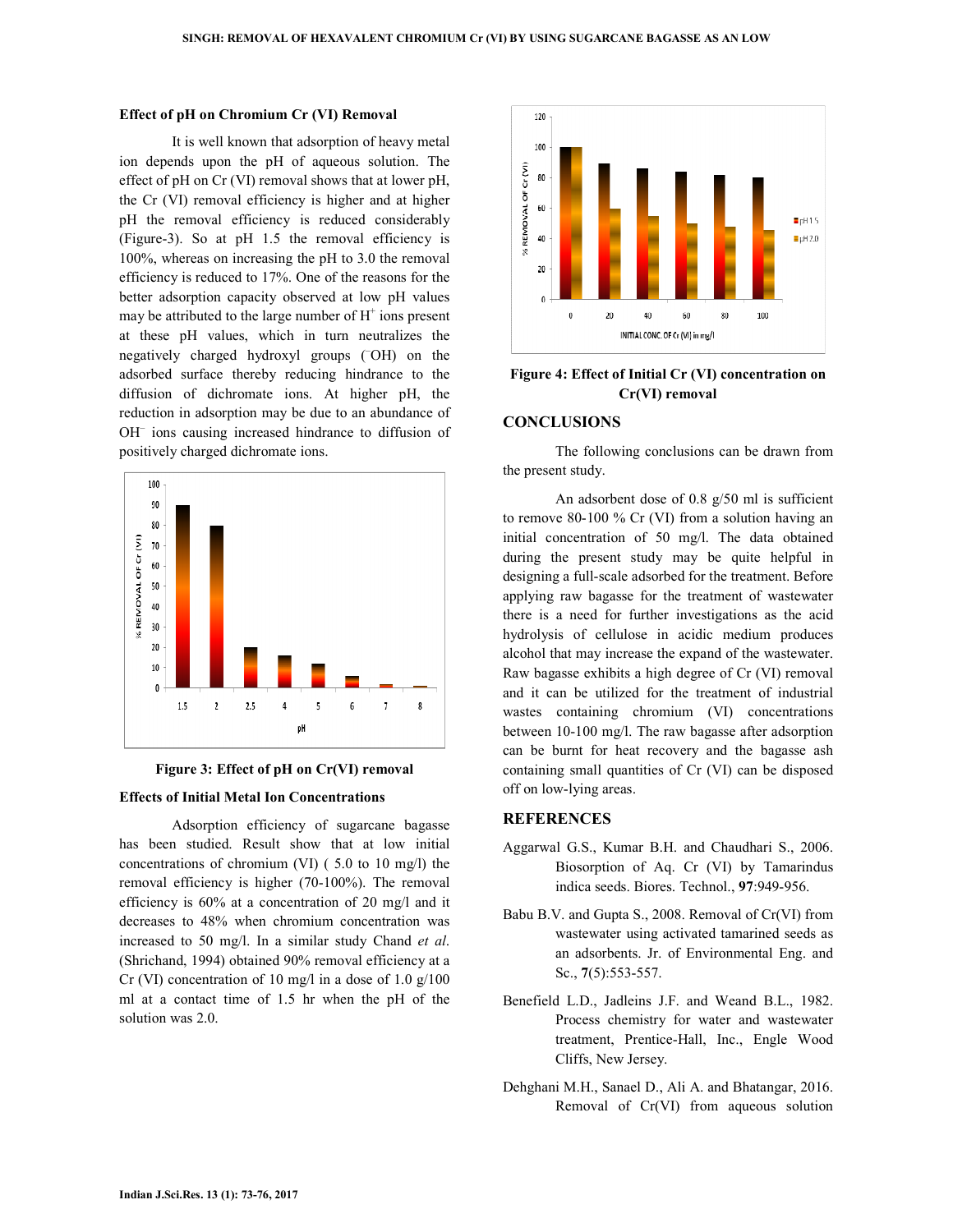### Effect of pH on Chromium Cr (VI) Removal

It is well known that adsorption of heavy metal ion depends upon the pH of aqueous solution. The effect of pH on Cr (VI) removal shows that at lower pH, the Cr (VI) removal efficiency is higher and at higher pH the removal efficiency is reduced considerably (Figure-3). So at pH 1.5 the removal efficiency is 100%, whereas on increasing the pH to 3.0 the removal efficiency is reduced to 17%. One of the reasons for the better adsorption capacity observed at low pH values may be attributed to the large number of $H^{+}$ ions present at these pH values, which in turn neutralizes the negatively charged hydroxyl groups ($^{-}OH$) on the adsorbed surface thereby reducing hindrance to the diffusion of dichromate ions. At higher pH, the reduction in adsorption may be due to an abundance of $OH^{-}$ ions causing increased hindrance to diffusion of positively charged dichromate ions.

**Figure 3: Effect of pH on Cr(VI) removal**

### Effects of Initial Metal Ion Concentrations

Adsorption efficiency of sugarcane bagasse has been studied. Result show that at low initial concentrations of chromium (VI) ( 5.0 to 10 mg/l) the removal efficiency is higher (70-100%). The removal efficiency is 60% at a concentration of 20 mg/l and it decreases to 48% when chromium concentration was increased to 50 mg/l. In a similar study Chand *et al*. (Shrichand, 1994) obtained 90% removal efficiency at a Cr (VI) concentration of 10 mg/l in a dose of 1.0 g/100 ml at a contact time of 1.5 hr when the pH of the solution was 2.0.

**Figure 4: Effect of Initial Cr (VI) concentration on Cr(VI) removal**

## CONCLUSIONS

The following conclusions can be drawn from the present study.

An adsorbent dose of 0.8 g/50 ml is sufficient to remove 80-100 % Cr (VI) from a solution having an initial concentration of 50 mg/l. The data obtained during the present study may be quite helpful in designing a full-scale adsorbed for the treatment. Before applying raw bagasse for the treatment of wastewater there is a need for further investigations as the acid hydrolysis of cellulose in acidic medium produces alcohol that may increase the expand of the wastewater. Raw bagasse exhibits a high degree of Cr (VI) removal and it can be utilized for the treatment of industrial wastes containing chromium (VI) concentrations between 10-100 mg/l. The raw bagasse after adsorption can be burnt for heat recovery and the bagasse ash containing small quantities of Cr (VI) can be disposed off on low-lying areas.

## REFERENCES

Aggarwal G.S., Kumar B.H. and Chaudhari S., 2006. Biosorption of Aq. Cr (VI) by Tamarindus indica seeds. Biores. Technol., **97**:949-956.

Babu B.V. and Gupta S., 2008. Removal of Cr(VI) from wastewater using activated tamarined seeds as an adsorbents. Jr. of Environmental Eng. and Sc., **7**(5):553-557.

Benefield L.D., Jadleins J.F. and Weand B.L., 1982. Process chemistry for water and wastewater treatment, Prentice-Hall, Inc., Engle Wood Cliffs, New Jersey.

Dehghani M.H., Sanael D., Ali A. and Bhatangar, 2016. Removal of Cr(VI) from aqueous solution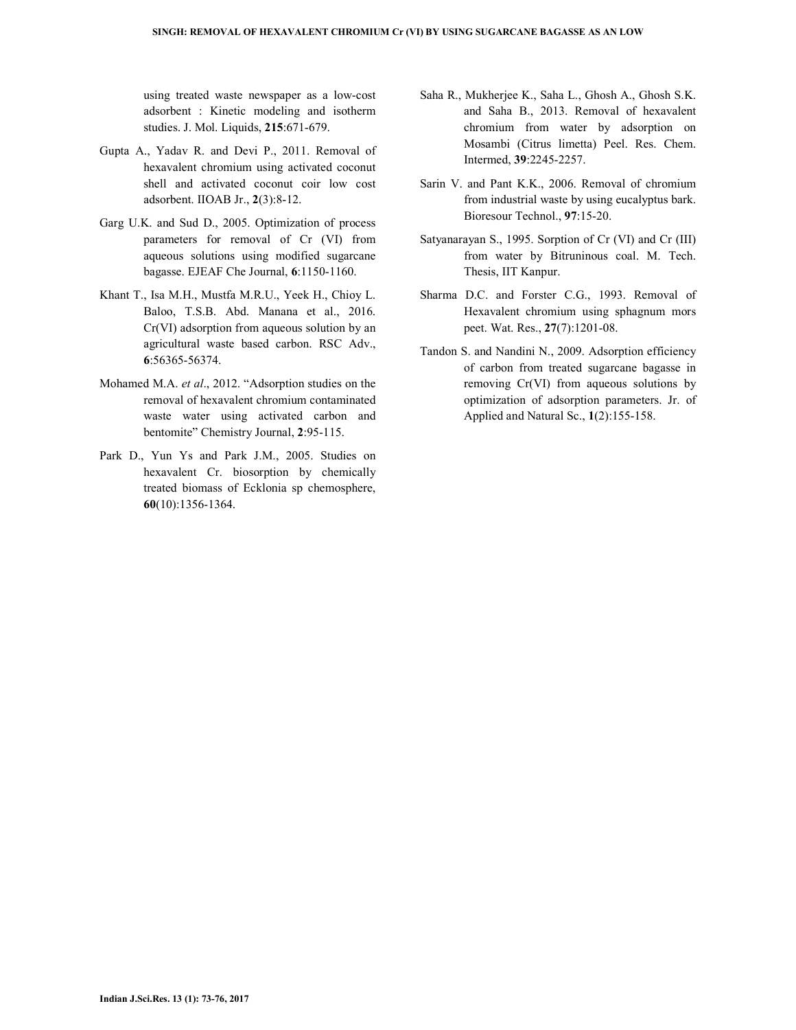using treated waste newspaper as a low-cost adsorbent : Kinetic modeling and isotherm studies. J. Mol. Liquids, **215**:671-679.

Gupta A., Yadav R. and Devi P., 2011. Removal of hexavalent chromium using activated coconut shell and activated coconut coir low cost adsorbent. IIOAB Jr., **2**(3):8-12.

Garg U.K. and Sud D., 2005. Optimization of process parameters for removal of Cr (VI) from aqueous solutions using modified sugarcane bagasse. EJEAF Che Journal, **6**:1150-1160.

Khant T., Isa M.H., Mustfa M.R.U., Yeek H., Chioy L. Baloo, T.S.B. Abd. Manana et al., 2016. Cr(VI) adsorption from aqueous solution by an agricultural waste based carbon. RSC Adv., **6**:56365-56374.

Mohamed M.A. *et al*., 2012. "Adsorption studies on the removal of hexavalent chromium contaminated waste water using activated carbon and bentomite" Chemistry Journal, **2**:95-115.

Park D., Yun Ys and Park J.M., 2005. Studies on hexavalent Cr. biosorption by chemically treated biomass of Ecklonia sp chemosphere, **60**(10):1356-1364.

Saha R., Mukherjee K., Saha L., Ghosh A., Ghosh S.K. and Saha B., 2013. Removal of hexavalent chromium from water by adsorption on Mosambi (Citrus limetta) Peel. Res. Chem. Intermed, **39**:2245-2257.

Sarin V. and Pant K.K., 2006. Removal of chromium from industrial waste by using eucalyptus bark. Bioresour Technol., **97**:15-20.

Satyanarayan S., 1995. Sorption of Cr (VI) and Cr (III) from water by Bitruninous coal. M. Tech. Thesis, IIT Kanpur.

Sharma D.C. and Forster C.G., 1993. Removal of Hexavalent chromium using sphagnum mors peet. Wat. Res., **27**(7):1201-08.

Tandon S. and Nandini N., 2009. Adsorption efficiency of carbon from treated sugarcane bagasse in removing Cr(VI) from aqueous solutions by optimization of adsorption parameters. Jr. of Applied and Natural Sc., **1**(2):155-158.